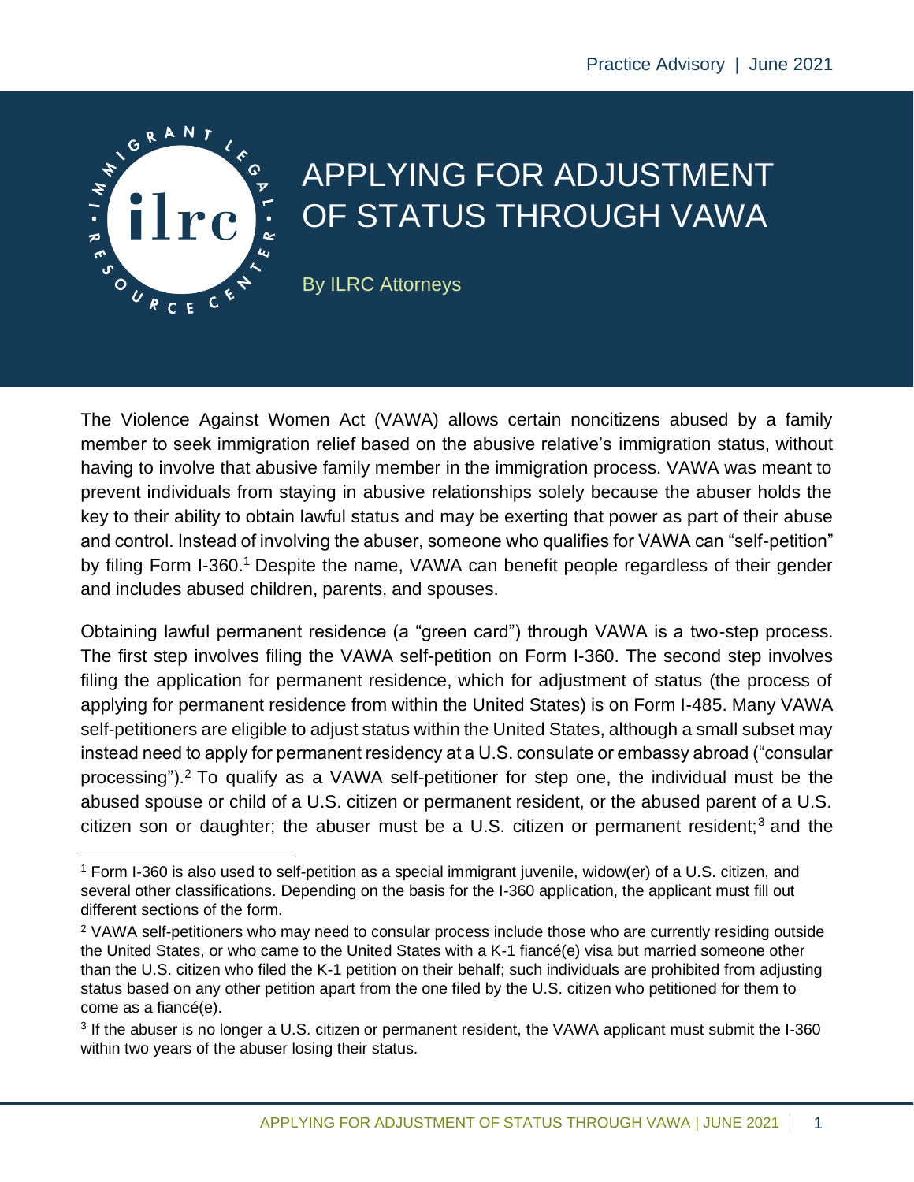Practice Advisory | June 2021

# APPLYING FOR ADJUSTMENT OF STATUS THROUGH VAWA

By ILRC Attorneys

The Violence Against Women Act (VAWA) allows certain noncitizens abused by a family member to seek immigration relief based on the abusive relative's immigration status, without having to involve that abusive family member in the immigration process. VAWA was meant to prevent individuals from staying in abusive relationships solely because the abuser holds the key to their ability to obtain lawful status and may be exerting that power as part of their abuse and control. Instead of involving the abuser, someone who qualifies for VAWA can "self-petition" by filing Form I-360.[1] Despite the name, VAWA can benefit people regardless of their gender and includes abused children, parents, and spouses.

Obtaining lawful permanent residence (a "green card") through VAWA is a two-step process. The first step involves filing the VAWA self-petition on Form I-360. The second step involves filing the application for permanent residence, which for adjustment of status (the process of applying for permanent residence from within the United States) is on Form I-485. Many VAWA self-petitioners are eligible to adjust status within the United States, although a small subset may instead need to apply for permanent residency at a U.S. consulate or embassy abroad ("consular processing").[2] To qualify as a VAWA self-petitioner for step one, the individual must be the abused spouse or child of a U.S. citizen or permanent resident, or the abused parent of a U.S. citizen son or daughter; the abuser must be a U.S. citizen or permanent resident;[3] and the

---

[1] Form I-360 is also used to self-petition as a special immigrant juvenile, widow(er) of a U.S. citizen, and several other classifications. Depending on the basis for the I-360 application, the applicant must fill out different sections of the form.

[2] VAWA self-petitioners who may need to consular process include those who are currently residing outside the United States, or who came to the United States with a K-1 fiancé(e) visa but married someone other than the U.S. citizen who filed the K-1 petition on their behalf; such individuals are prohibited from adjusting status based on any other petition apart from the one filed by the U.S. citizen who petitioned for them to come as a fiancé(e).

[3] If the abuser is no longer a U.S. citizen or permanent resident, the VAWA applicant must submit the I-360 within two years of the abuser losing their status.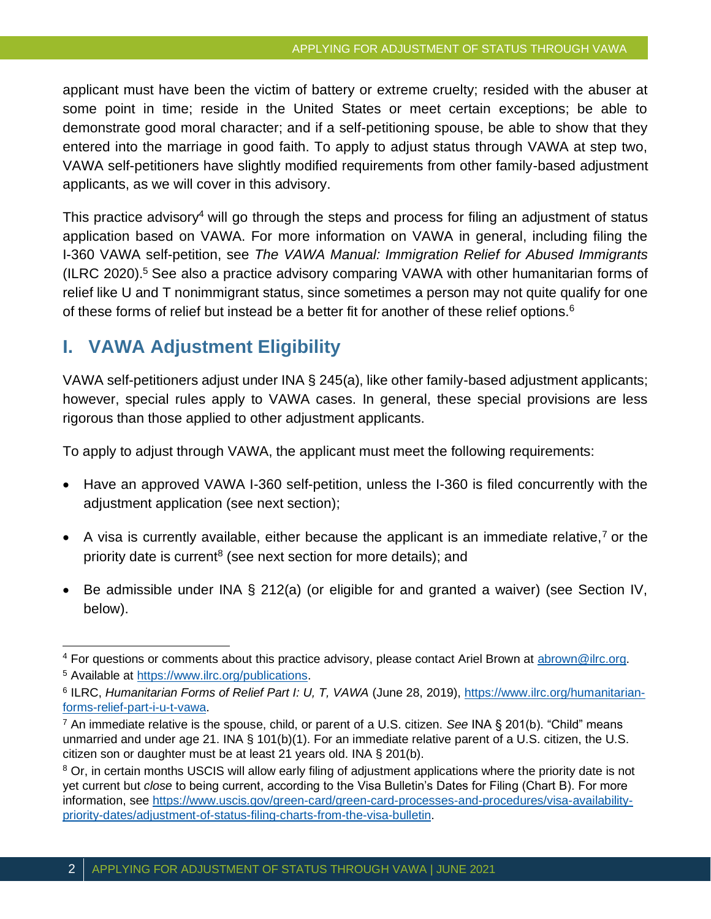applicant must have been the victim of battery or extreme cruelty; resided with the abuser at some point in time; reside in the United States or meet certain exceptions; be able to demonstrate good moral character; and if a self-petitioning spouse, be able to show that they entered into the marriage in good faith. To apply to adjust status through VAWA at step two, VAWA self-petitioners have slightly modified requirements from other family-based adjustment applicants, as we will cover in this advisory.

This practice advisory[4] will go through the steps and process for filing an adjustment of status application based on VAWA. For more information on VAWA in general, including filing the I-360 VAWA self-petition, see *The VAWA Manual: Immigration Relief for Abused Immigrants* (ILRC 2020).[5] See also a practice advisory comparing VAWA with other humanitarian forms of relief like U and T nonimmigrant status, since sometimes a person may not quite qualify for one of these forms of relief but instead be a better fit for another of these relief options.[6]

## I. VAWA Adjustment Eligibility

VAWA self-petitioners adjust under INA § 245(a), like other family-based adjustment applicants; however, special rules apply to VAWA cases. In general, these special provisions are less rigorous than those applied to other adjustment applicants.

To apply to adjust through VAWA, the applicant must meet the following requirements:

- Have an approved VAWA I-360 self-petition, unless the I-360 is filed concurrently with the adjustment application (see next section);
- A visa is currently available, either because the applicant is an immediate relative,[7] or the priority date is current[8] (see next section for more details); and
- Be admissible under INA § 212(a) (or eligible for and granted a waiver) (see Section IV, below).

---

[4] For questions or comments about this practice advisory, please contact Ariel Brown at abrown@ilrc.org.

[5] Available at https://www.ilrc.org/publications.

[6] ILRC, *Humanitarian Forms of Relief Part I: U, T, VAWA* (June 28, 2019), https://www.ilrc.org/humanitarian-forms-relief-part-i-u-t-vawa.

[7] An immediate relative is the spouse, child, or parent of a U.S. citizen. *See* INA § 201(b). "Child" means unmarried and under age 21. INA § 101(b)(1). For an immediate relative parent of a U.S. citizen, the U.S. citizen son or daughter must be at least 21 years old. INA § 201(b).

[8] Or, in certain months USCIS will allow early filing of adjustment applications where the priority date is not yet current but *close* to being current, according to the Visa Bulletin's Dates for Filing (Chart B). For more information, see https://www.uscis.gov/green-card/green-card-processes-and-procedures/visa-availability-priority-dates/adjustment-of-status-filing-charts-from-the-visa-bulletin.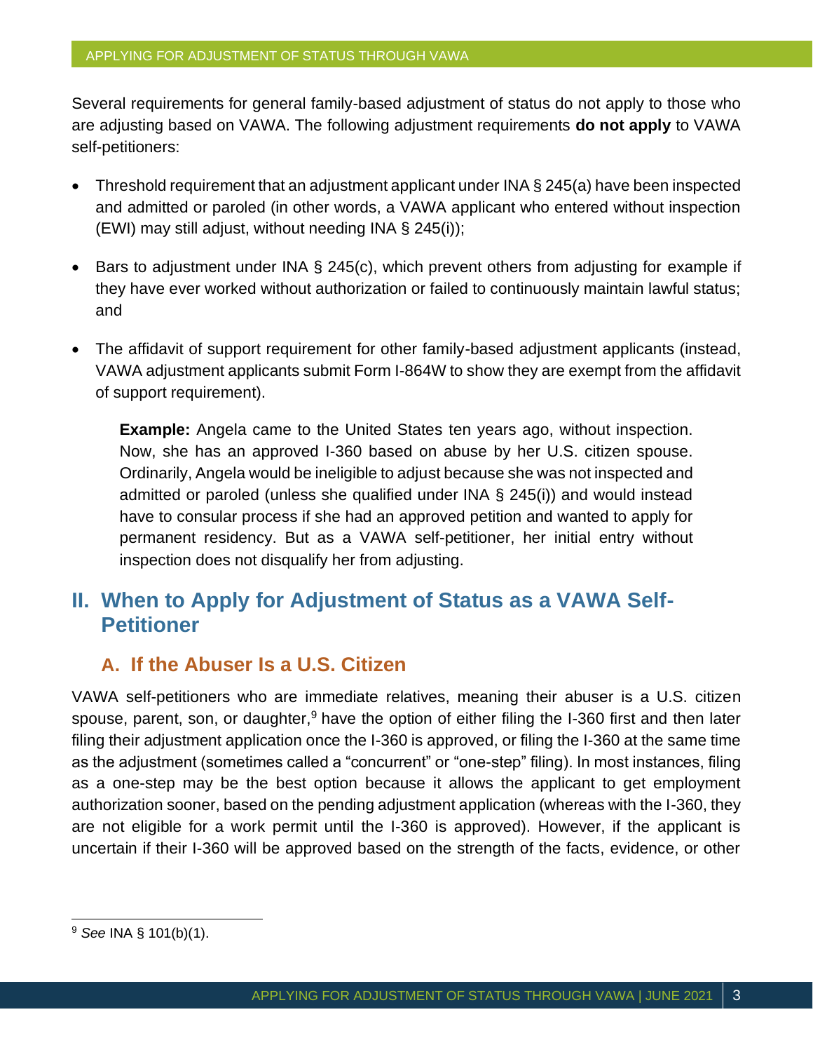Several requirements for general family-based adjustment of status do not apply to those who are adjusting based on VAWA. The following adjustment requirements **do not apply** to VAWA self-petitioners:

- Threshold requirement that an adjustment applicant under INA § 245(a) have been inspected and admitted or paroled (in other words, a VAWA applicant who entered without inspection (EWI) may still adjust, without needing INA § 245(i));
- Bars to adjustment under INA § 245(c), which prevent others from adjusting for example if they have ever worked without authorization or failed to continuously maintain lawful status; and
- The affidavit of support requirement for other family-based adjustment applicants (instead, VAWA adjustment applicants submit Form I-864W to show they are exempt from the affidavit of support requirement).

> **Example:** Angela came to the United States ten years ago, without inspection. Now, she has an approved I-360 based on abuse by her U.S. citizen spouse. Ordinarily, Angela would be ineligible to adjust because she was not inspected and admitted or paroled (unless she qualified under INA § 245(i)) and would instead have to consular process if she had an approved petition and wanted to apply for permanent residency. But as a VAWA self-petitioner, her initial entry without inspection does not disqualify her from adjusting.

## II. When to Apply for Adjustment of Status as a VAWA Self-Petitioner

### A. If the Abuser Is a U.S. Citizen

VAWA self-petitioners who are immediate relatives, meaning their abuser is a U.S. citizen spouse, parent, son, or daughter,[9] have the option of either filing the I-360 first and then later filing their adjustment application once the I-360 is approved, or filing the I-360 at the same time as the adjustment (sometimes called a "concurrent" or "one-step" filing). In most instances, filing as a one-step may be the best option because it allows the applicant to get employment authorization sooner, based on the pending adjustment application (whereas with the I-360, they are not eligible for a work permit until the I-360 is approved). However, if the applicant is uncertain if their I-360 will be approved based on the strength of the facts, evidence, or other

[9] *See* INA § 101(b)(1).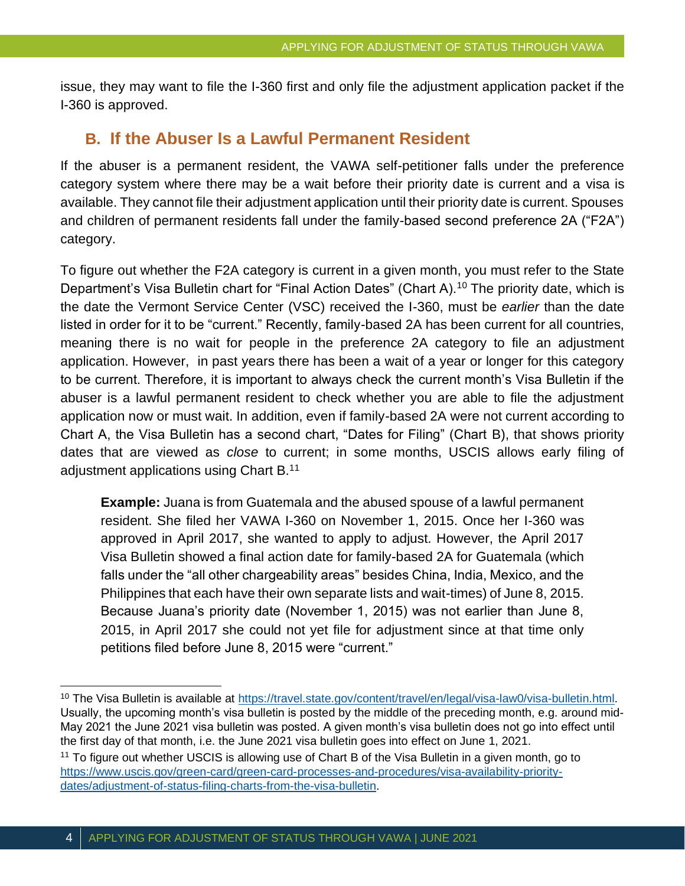issue, they may want to file the I-360 first and only file the adjustment application packet if the I-360 is approved.

## B. If the Abuser Is a Lawful Permanent Resident

If the abuser is a permanent resident, the VAWA self-petitioner falls under the preference category system where there may be a wait before their priority date is current and a visa is available. They cannot file their adjustment application until their priority date is current. Spouses and children of permanent residents fall under the family-based second preference 2A ("F2A") category.

To figure out whether the F2A category is current in a given month, you must refer to the State Department's Visa Bulletin chart for "Final Action Dates" (Chart A).[10] The priority date, which is the date the Vermont Service Center (VSC) received the I-360, must be *earlier* than the date listed in order for it to be "current." Recently, family-based 2A has been current for all countries, meaning there is no wait for people in the preference 2A category to file an adjustment application. However, in past years there has been a wait of a year or longer for this category to be current. Therefore, it is important to always check the current month's Visa Bulletin if the abuser is a lawful permanent resident to check whether you are able to file the adjustment application now or must wait. In addition, even if family-based 2A were not current according to Chart A, the Visa Bulletin has a second chart, "Dates for Filing" (Chart B), that shows priority dates that are viewed as *close* to current; in some months, USCIS allows early filing of adjustment applications using Chart B.[11]

> **Example:** Juana is from Guatemala and the abused spouse of a lawful permanent resident. She filed her VAWA I-360 on November 1, 2015. Once her I-360 was approved in April 2017, she wanted to apply to adjust. However, the April 2017 Visa Bulletin showed a final action date for family-based 2A for Guatemala (which falls under the "all other chargeability areas" besides China, India, Mexico, and the Philippines that each have their own separate lists and wait-times) of June 8, 2015. Because Juana's priority date (November 1, 2015) was not earlier than June 8, 2015, in April 2017 she could not yet file for adjustment since at that time only petitions filed before June 8, 2015 were "current."

---

[10] The Visa Bulletin is available at https://travel.state.gov/content/travel/en/legal/visa-law0/visa-bulletin.html. Usually, the upcoming month's visa bulletin is posted by the middle of the preceding month, e.g. around mid-May 2021 the June 2021 visa bulletin was posted. A given month's visa bulletin does not go into effect until the first day of that month, i.e. the June 2021 visa bulletin goes into effect on June 1, 2021.

[11] To figure out whether USCIS is allowing use of Chart B of the Visa Bulletin in a given month, go to https://www.uscis.gov/green-card/green-card-processes-and-procedures/visa-availability-priority-dates/adjustment-of-status-filing-charts-from-the-visa-bulletin.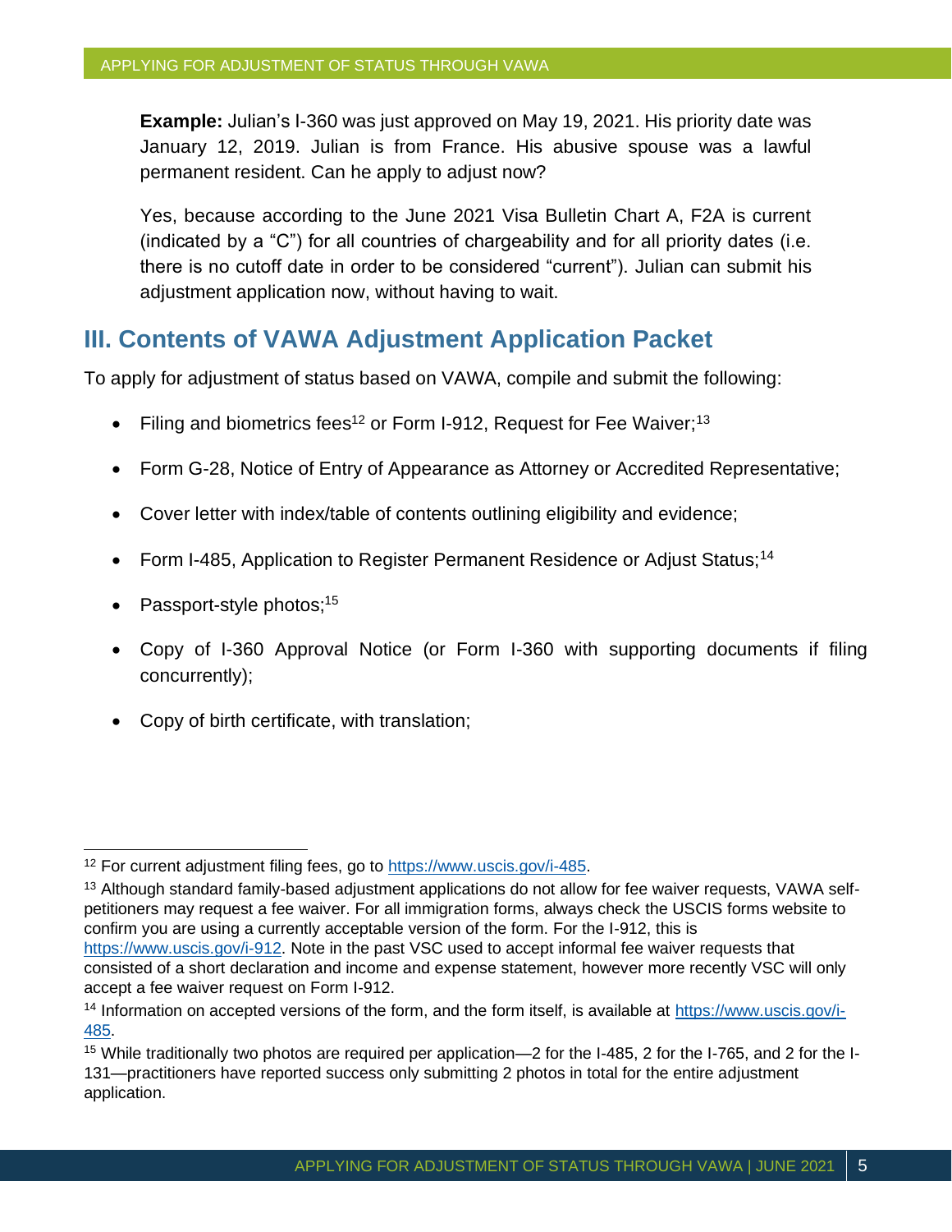**Example:** Julian's I-360 was just approved on May 19, 2021. His priority date was January 12, 2019. Julian is from France. His abusive spouse was a lawful permanent resident. Can he apply to adjust now?

Yes, because according to the June 2021 Visa Bulletin Chart A, F2A is current (indicated by a "C") for all countries of chargeability and for all priority dates (i.e. there is no cutoff date in order to be considered "current"). Julian can submit his adjustment application now, without having to wait.

## III. Contents of VAWA Adjustment Application Packet

To apply for adjustment of status based on VAWA, compile and submit the following:

- Filing and biometrics fees[12] or Form I-912, Request for Fee Waiver;[13]
- Form G-28, Notice of Entry of Appearance as Attorney or Accredited Representative;
- Cover letter with index/table of contents outlining eligibility and evidence;
- Form I-485, Application to Register Permanent Residence or Adjust Status;[14]
- Passport-style photos;[15]
- Copy of I-360 Approval Notice (or Form I-360 with supporting documents if filing concurrently);
- Copy of birth certificate, with translation;

---

[12] For current adjustment filing fees, go to https://www.uscis.gov/i-485.

[13] Although standard family-based adjustment applications do not allow for fee waiver requests, VAWA self-petitioners may request a fee waiver. For all immigration forms, always check the USCIS forms website to confirm you are using a currently acceptable version of the form. For the I-912, this is https://www.uscis.gov/i-912. Note in the past VSC used to accept informal fee waiver requests that consisted of a short declaration and income and expense statement, however more recently VSC will only accept a fee waiver request on Form I-912.

[14] Information on accepted versions of the form, and the form itself, is available at https://www.uscis.gov/i-485.

[15] While traditionally two photos are required per application—2 for the I-485, 2 for the I-765, and 2 for the I-131—practitioners have reported success only submitting 2 photos in total for the entire adjustment application.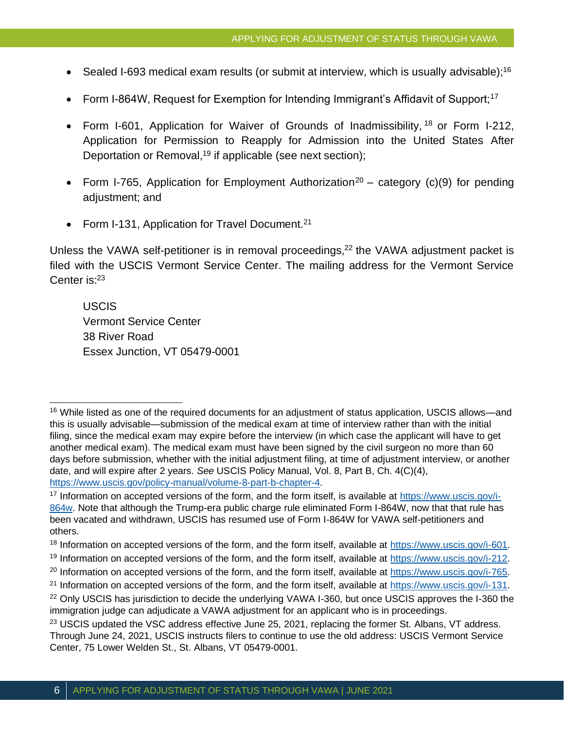- Sealed I-693 medical exam results (or submit at interview, which is usually advisable);[16]
- Form I-864W, Request for Exemption for Intending Immigrant's Affidavit of Support;[17]
- Form I-601, Application for Waiver of Grounds of Inadmissibility,[18] or Form I-212, Application for Permission to Reapply for Admission into the United States After Deportation or Removal,[19] if applicable (see next section);
- Form I-765, Application for Employment Authorization[20] – category (c)(9) for pending adjustment; and
- Form I-131, Application for Travel Document.[21]

Unless the VAWA self-petitioner is in removal proceedings,[22] the VAWA adjustment packet is filed with the USCIS Vermont Service Center. The mailing address for the Vermont Service Center is:[23]

USCIS
Vermont Service Center
38 River Road
Essex Junction, VT 05479-0001

---

[16] While listed as one of the required documents for an adjustment of status application, USCIS allows—and this is usually advisable—submission of the medical exam at time of interview rather than with the initial filing, since the medical exam may expire before the interview (in which case the applicant will have to get another medical exam). The medical exam must have been signed by the civil surgeon no more than 60 days before submission, whether with the initial adjustment filing, at time of adjustment interview, or another date, and will expire after 2 years. *See* USCIS Policy Manual, Vol. 8, Part B, Ch. 4(C)(4), https://www.uscis.gov/policy-manual/volume-8-part-b-chapter-4.

[17] Information on accepted versions of the form, and the form itself, is available at https://www.uscis.gov/i-864w. Note that although the Trump-era public charge rule eliminated Form I-864W, now that that rule has been vacated and withdrawn, USCIS has resumed use of Form I-864W for VAWA self-petitioners and others.

[18] Information on accepted versions of the form, and the form itself, available at https://www.uscis.gov/i-601.

[19] Information on accepted versions of the form, and the form itself, available at https://www.uscis.gov/i-212.

[20] Information on accepted versions of the form, and the form itself, available at https://www.uscis.gov/i-765.

[21] Information on accepted versions of the form, and the form itself, available at https://www.uscis.gov/i-131.

[22] Only USCIS has jurisdiction to decide the underlying VAWA I-360, but once USCIS approves the I-360 the immigration judge can adjudicate a VAWA adjustment for an applicant who is in proceedings.

[23] USCIS updated the VSC address effective June 25, 2021, replacing the former St. Albans, VT address. Through June 24, 2021, USCIS instructs filers to continue to use the old address: USCIS Vermont Service Center, 75 Lower Welden St., St. Albans, VT 05479-0001.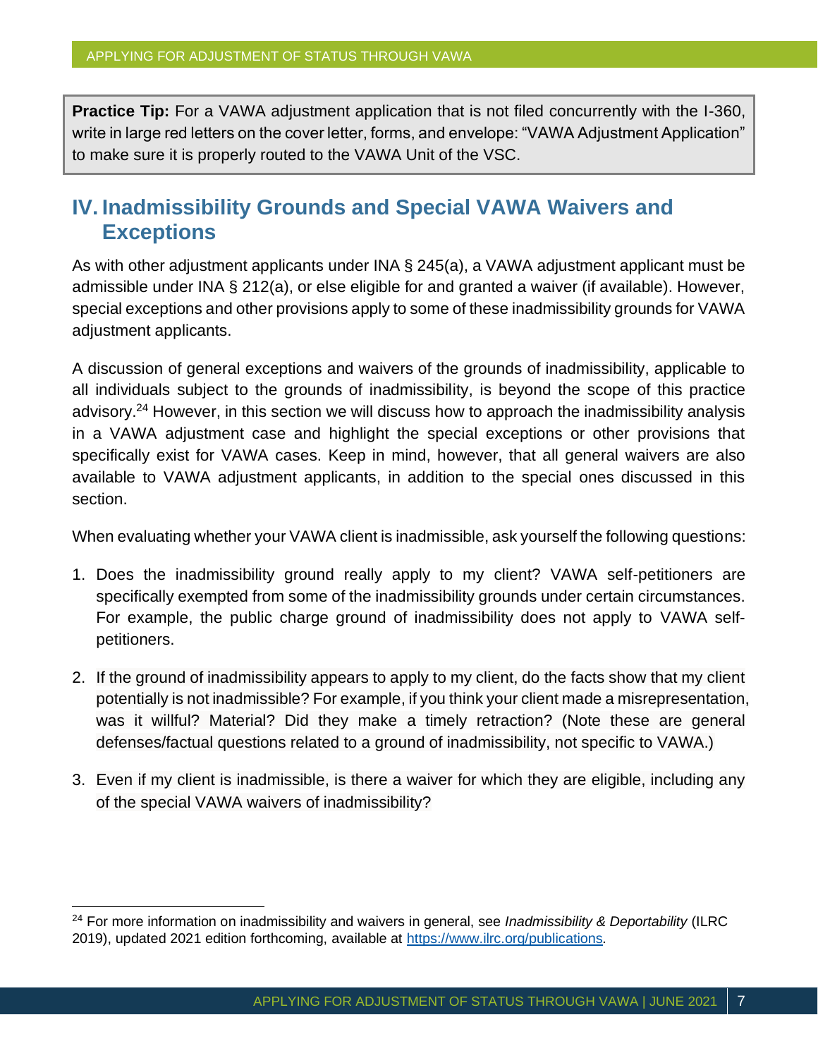**Practice Tip:** For a VAWA adjustment application that is not filed concurrently with the I-360, write in large red letters on the cover letter, forms, and envelope: "VAWA Adjustment Application" to make sure it is properly routed to the VAWA Unit of the VSC.

## IV. Inadmissibility Grounds and Special VAWA Waivers and Exceptions

As with other adjustment applicants under INA § 245(a), a VAWA adjustment applicant must be admissible under INA § 212(a), or else eligible for and granted a waiver (if available). However, special exceptions and other provisions apply to some of these inadmissibility grounds for VAWA adjustment applicants.

A discussion of general exceptions and waivers of the grounds of inadmissibility, applicable to all individuals subject to the grounds of inadmissibility, is beyond the scope of this practice advisory.[24] However, in this section we will discuss how to approach the inadmissibility analysis in a VAWA adjustment case and highlight the special exceptions or other provisions that specifically exist for VAWA cases. Keep in mind, however, that all general waivers are also available to VAWA adjustment applicants, in addition to the special ones discussed in this section.

When evaluating whether your VAWA client is inadmissible, ask yourself the following questions:

1. Does the inadmissibility ground really apply to my client? VAWA self-petitioners are specifically exempted from some of the inadmissibility grounds under certain circumstances. For example, the public charge ground of inadmissibility does not apply to VAWA self-petitioners.

2. If the ground of inadmissibility appears to apply to my client, do the facts show that my client potentially is not inadmissible? For example, if you think your client made a misrepresentation, was it willful? Material? Did they make a timely retraction? (Note these are general defenses/factual questions related to a ground of inadmissibility, not specific to VAWA.)

3. Even if my client is inadmissible, is there a waiver for which they are eligible, including any of the special VAWA waivers of inadmissibility?

---

[24] For more information on inadmissibility and waivers in general, see *Inadmissibility & Deportability* (ILRC 2019), updated 2021 edition forthcoming, available at https://www.ilrc.org/publications.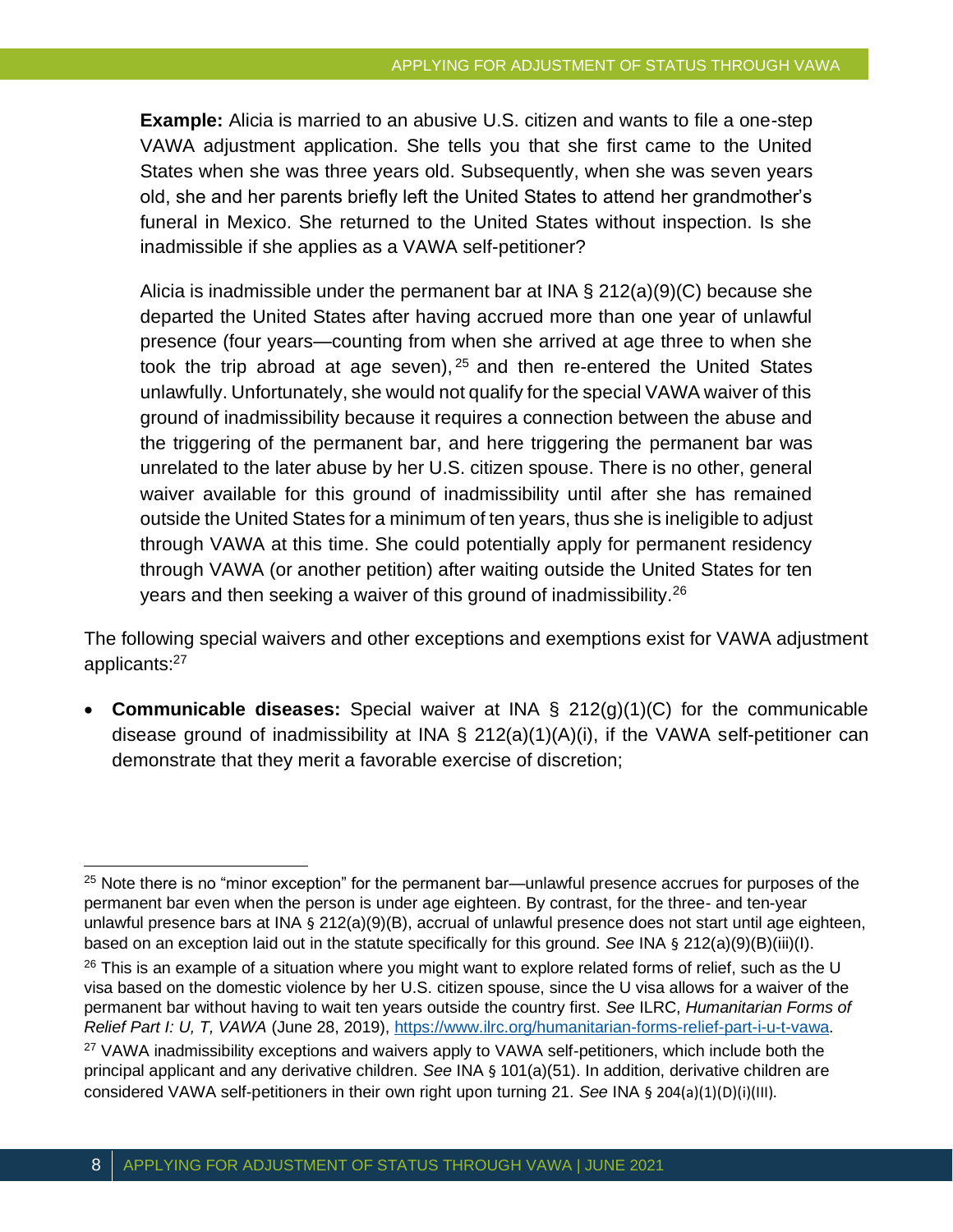**Example:** Alicia is married to an abusive U.S. citizen and wants to file a one-step VAWA adjustment application. She tells you that she first came to the United States when she was three years old. Subsequently, when she was seven years old, she and her parents briefly left the United States to attend her grandmother's funeral in Mexico. She returned to the United States without inspection. Is she inadmissible if she applies as a VAWA self-petitioner?

Alicia is inadmissible under the permanent bar at INA § 212(a)(9)(C) because she departed the United States after having accrued more than one year of unlawful presence (four years—counting from when she arrived at age three to when she took the trip abroad at age seven),[25] and then re-entered the United States unlawfully. Unfortunately, she would not qualify for the special VAWA waiver of this ground of inadmissibility because it requires a connection between the abuse and the triggering of the permanent bar, and here triggering the permanent bar was unrelated to the later abuse by her U.S. citizen spouse. There is no other, general waiver available for this ground of inadmissibility until after she has remained outside the United States for a minimum of ten years, thus she is ineligible to adjust through VAWA at this time. She could potentially apply for permanent residency through VAWA (or another petition) after waiting outside the United States for ten years and then seeking a waiver of this ground of inadmissibility.[26]

The following special waivers and other exceptions and exemptions exist for VAWA adjustment applicants:[27]

- **Communicable diseases:** Special waiver at INA § 212(g)(1)(C) for the communicable disease ground of inadmissibility at INA § 212(a)(1)(A)(i), if the VAWA self-petitioner can demonstrate that they merit a favorable exercise of discretion;

---

[25] Note there is no "minor exception" for the permanent bar—unlawful presence accrues for purposes of the permanent bar even when the person is under age eighteen. By contrast, for the three- and ten-year unlawful presence bars at INA § 212(a)(9)(B), accrual of unlawful presence does not start until age eighteen, based on an exception laid out in the statute specifically for this ground. *See* INA § 212(a)(9)(B)(iii)(I).

[26] This is an example of a situation where you might want to explore related forms of relief, such as the U visa based on the domestic violence by her U.S. citizen spouse, since the U visa allows for a waiver of the permanent bar without having to wait ten years outside the country first. *See* ILRC, *Humanitarian Forms of Relief Part I: U, T, VAWA* (June 28, 2019), https://www.ilrc.org/humanitarian-forms-relief-part-i-u-t-vawa.

[27] VAWA inadmissibility exceptions and waivers apply to VAWA self-petitioners, which include both the principal applicant and any derivative children. *See* INA § 101(a)(51). In addition, derivative children are considered VAWA self-petitioners in their own right upon turning 21. *See* INA § 204(a)(1)(D)(i)(III).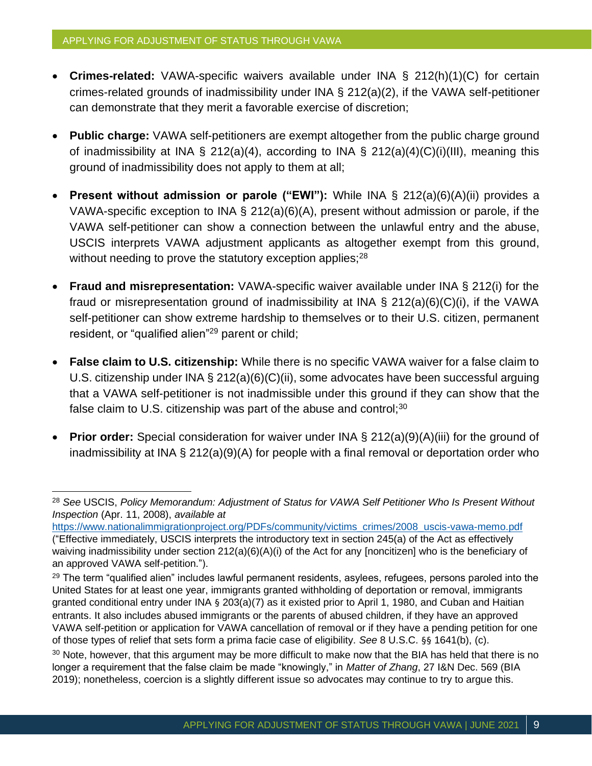- **Crimes-related:** VAWA-specific waivers available under INA § 212(h)(1)(C) for certain crimes-related grounds of inadmissibility under INA § 212(a)(2), if the VAWA self-petitioner can demonstrate that they merit a favorable exercise of discretion;

- **Public charge:** VAWA self-petitioners are exempt altogether from the public charge ground of inadmissibility at INA § 212(a)(4), according to INA § 212(a)(4)(C)(i)(III), meaning this ground of inadmissibility does not apply to them at all;

- **Present without admission or parole ("EWI"):** While INA § 212(a)(6)(A)(ii) provides a VAWA-specific exception to INA § 212(a)(6)(A), present without admission or parole, if the VAWA self-petitioner can show a connection between the unlawful entry and the abuse, USCIS interprets VAWA adjustment applicants as altogether exempt from this ground, without needing to prove the statutory exception applies;[28]

- **Fraud and misrepresentation:** VAWA-specific waiver available under INA § 212(i) for the fraud or misrepresentation ground of inadmissibility at INA § 212(a)(6)(C)(i), if the VAWA self-petitioner can show extreme hardship to themselves or to their U.S. citizen, permanent resident, or "qualified alien"[29] parent or child;

- **False claim to U.S. citizenship:** While there is no specific VAWA waiver for a false claim to U.S. citizenship under INA § 212(a)(6)(C)(ii), some advocates have been successful arguing that a VAWA self-petitioner is not inadmissible under this ground if they can show that the false claim to U.S. citizenship was part of the abuse and control;[30]

- **Prior order:** Special consideration for waiver under INA § 212(a)(9)(A)(iii) for the ground of inadmissibility at INA § 212(a)(9)(A) for people with a final removal or deportation order who

---

[28] *See* USCIS, *Policy Memorandum: Adjustment of Status for VAWA Self Petitioner Who Is Present Without Inspection* (Apr. 11, 2008), *available at* https://www.nationalimmigrationproject.org/PDFs/community/victims_crimes/2008_uscis-vawa-memo.pdf ("Effective immediately, USCIS interprets the introductory text in section 245(a) of the Act as effectively waiving inadmissibility under section 212(a)(6)(A)(i) of the Act for any [noncitizen] who is the beneficiary of an approved VAWA self-petition.").

[29] The term "qualified alien" includes lawful permanent residents, asylees, refugees, persons paroled into the United States for at least one year, immigrants granted withholding of deportation or removal, immigrants granted conditional entry under INA § 203(a)(7) as it existed prior to April 1, 1980, and Cuban and Haitian entrants. It also includes abused immigrants or the parents of abused children, if they have an approved VAWA self-petition or application for VAWA cancellation of removal or if they have a pending petition for one of those types of relief that sets form a prima facie case of eligibility. *See* 8 U.S.C. §§ 1641(b), (c).

[30] Note, however, that this argument may be more difficult to make now that the BIA has held that there is no longer a requirement that the false claim be made "knowingly," in *Matter of Zhang*, 27 I&N Dec. 569 (BIA 2019); nonetheless, coercion is a slightly different issue so advocates may continue to try to argue this.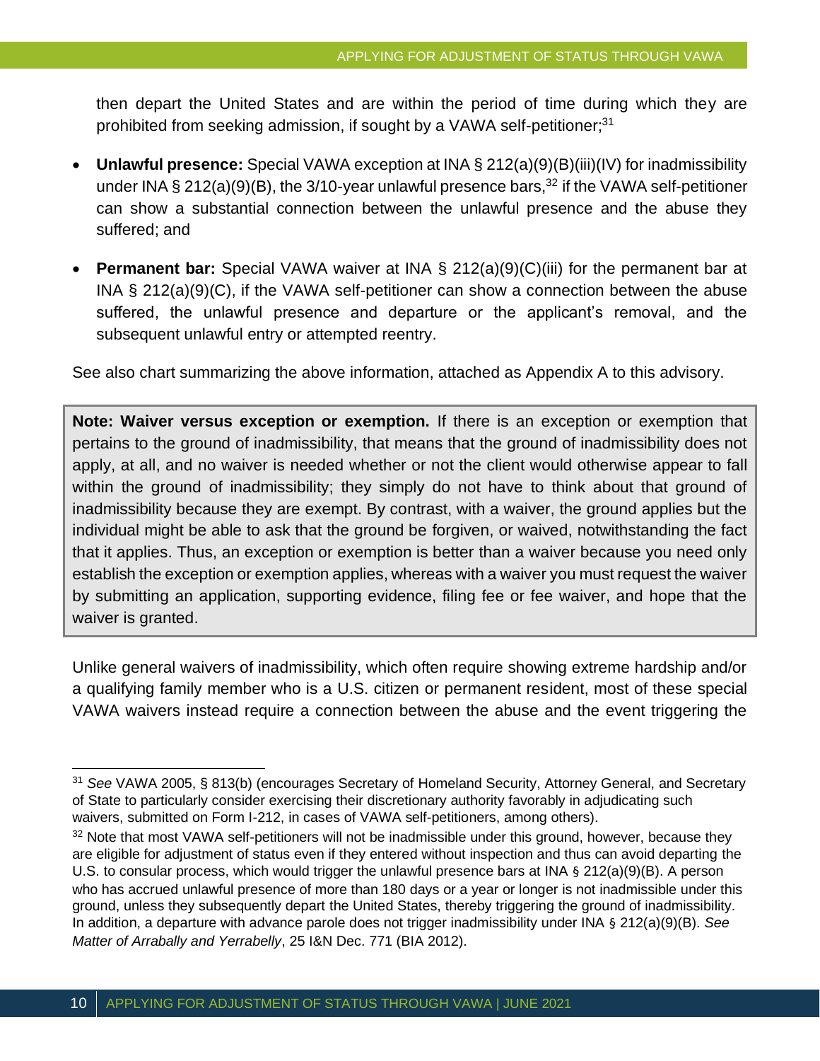then depart the United States and are within the period of time during which they are prohibited from seeking admission, if sought by a VAWA self-petitioner;[31]

- **Unlawful presence:** Special VAWA exception at INA § 212(a)(9)(B)(iii)(IV) for inadmissibility under INA § 212(a)(9)(B), the 3/10-year unlawful presence bars,[32] if the VAWA self-petitioner can show a substantial connection between the unlawful presence and the abuse they suffered; and
- **Permanent bar:** Special VAWA waiver at INA § 212(a)(9)(C)(iii) for the permanent bar at INA § 212(a)(9)(C), if the VAWA self-petitioner can show a connection between the abuse suffered, the unlawful presence and departure or the applicant's removal, and the subsequent unlawful entry or attempted reentry.

See also chart summarizing the above information, attached as Appendix A to this advisory.

> **Note: Waiver versus exception or exemption.** If there is an exception or exemption that pertains to the ground of inadmissibility, that means that the ground of inadmissibility does not apply, at all, and no waiver is needed whether or not the client would otherwise appear to fall within the ground of inadmissibility; they simply do not have to think about that ground of inadmissibility because they are exempt. By contrast, with a waiver, the ground applies but the individual might be able to ask that the ground be forgiven, or waived, notwithstanding the fact that it applies. Thus, an exception or exemption is better than a waiver because you need only establish the exception or exemption applies, whereas with a waiver you must request the waiver by submitting an application, supporting evidence, filing fee or fee waiver, and hope that the waiver is granted.

Unlike general waivers of inadmissibility, which often require showing extreme hardship and/or a qualifying family member who is a U.S. citizen or permanent resident, most of these special VAWA waivers instead require a connection between the abuse and the event triggering the

---

[31] *See* VAWA 2005, § 813(b) (encourages Secretary of Homeland Security, Attorney General, and Secretary of State to particularly consider exercising their discretionary authority favorably in adjudicating such waivers, submitted on Form I-212, in cases of VAWA self-petitioners, among others).

[32] Note that most VAWA self-petitioners will not be inadmissible under this ground, however, because they are eligible for adjustment of status even if they entered without inspection and thus can avoid departing the U.S. to consular process, which would trigger the unlawful presence bars at INA § 212(a)(9)(B). A person who has accrued unlawful presence of more than 180 days or a year or longer is not inadmissible under this ground, unless they subsequently depart the United States, thereby triggering the ground of inadmissibility. In addition, a departure with advance parole does not trigger inadmissibility under INA § 212(a)(9)(B). *See Matter of Arrabally and Yerrabelly*, 25 I&N Dec. 771 (BIA 2012).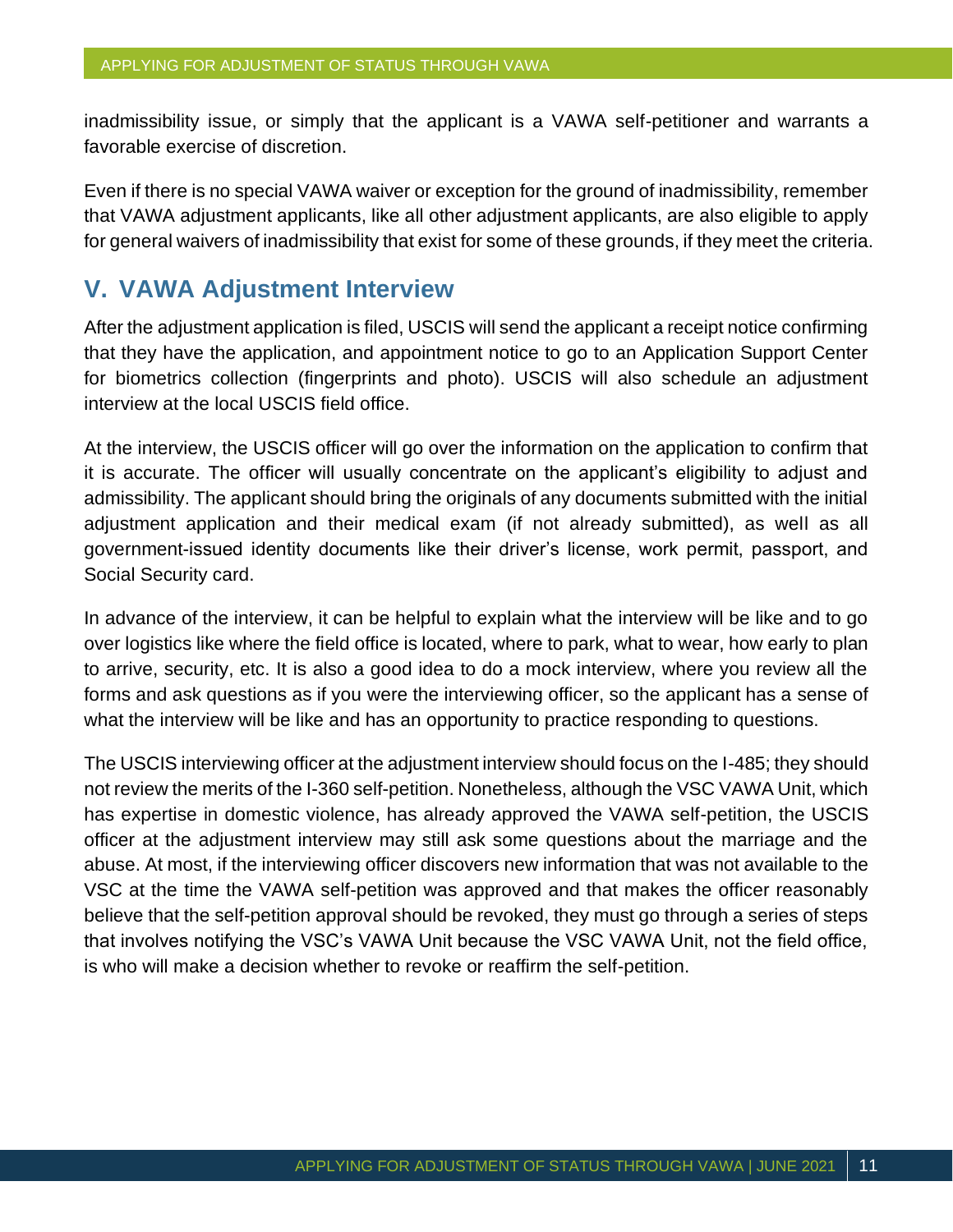inadmissibility issue, or simply that the applicant is a VAWA self-petitioner and warrants a favorable exercise of discretion.

Even if there is no special VAWA waiver or exception for the ground of inadmissibility, remember that VAWA adjustment applicants, like all other adjustment applicants, are also eligible to apply for general waivers of inadmissibility that exist for some of these grounds, if they meet the criteria.

## V. VAWA Adjustment Interview

After the adjustment application is filed, USCIS will send the applicant a receipt notice confirming that they have the application, and appointment notice to go to an Application Support Center for biometrics collection (fingerprints and photo). USCIS will also schedule an adjustment interview at the local USCIS field office.

At the interview, the USCIS officer will go over the information on the application to confirm that it is accurate. The officer will usually concentrate on the applicant's eligibility to adjust and admissibility. The applicant should bring the originals of any documents submitted with the initial adjustment application and their medical exam (if not already submitted), as well as all government-issued identity documents like their driver's license, work permit, passport, and Social Security card.

In advance of the interview, it can be helpful to explain what the interview will be like and to go over logistics like where the field office is located, where to park, what to wear, how early to plan to arrive, security, etc. It is also a good idea to do a mock interview, where you review all the forms and ask questions as if you were the interviewing officer, so the applicant has a sense of what the interview will be like and has an opportunity to practice responding to questions.

The USCIS interviewing officer at the adjustment interview should focus on the I-485; they should not review the merits of the I-360 self-petition. Nonetheless, although the VSC VAWA Unit, which has expertise in domestic violence, has already approved the VAWA self-petition, the USCIS officer at the adjustment interview may still ask some questions about the marriage and the abuse. At most, if the interviewing officer discovers new information that was not available to the VSC at the time the VAWA self-petition was approved and that makes the officer reasonably believe that the self-petition approval should be revoked, they must go through a series of steps that involves notifying the VSC's VAWA Unit because the VSC VAWA Unit, not the field office, is who will make a decision whether to revoke or reaffirm the self-petition.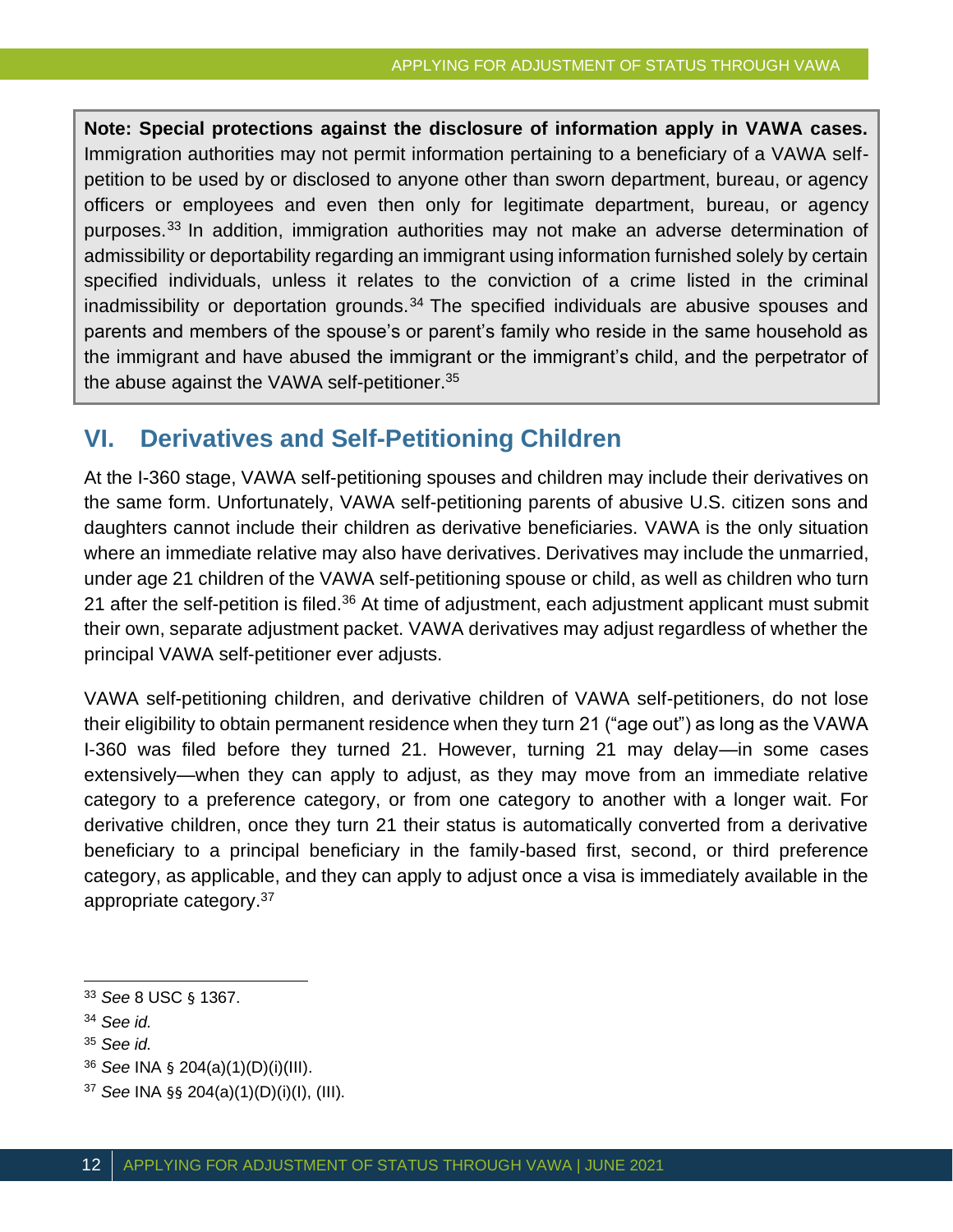**Note: Special protections against the disclosure of information apply in VAWA cases.** Immigration authorities may not permit information pertaining to a beneficiary of a VAWA self-petition to be used by or disclosed to anyone other than sworn department, bureau, or agency officers or employees and even then only for legitimate department, bureau, or agency purposes.[33] In addition, immigration authorities may not make an adverse determination of admissibility or deportability regarding an immigrant using information furnished solely by certain specified individuals, unless it relates to the conviction of a crime listed in the criminal inadmissibility or deportation grounds.[34] The specified individuals are abusive spouses and parents and members of the spouse's or parent's family who reside in the same household as the immigrant and have abused the immigrant or the immigrant's child, and the perpetrator of the abuse against the VAWA self-petitioner.[35]

## VI. Derivatives and Self-Petitioning Children

At the I-360 stage, VAWA self-petitioning spouses and children may include their derivatives on the same form. Unfortunately, VAWA self-petitioning parents of abusive U.S. citizen sons and daughters cannot include their children as derivative beneficiaries. VAWA is the only situation where an immediate relative may also have derivatives. Derivatives may include the unmarried, under age 21 children of the VAWA self-petitioning spouse or child, as well as children who turn 21 after the self-petition is filed.[36] At time of adjustment, each adjustment applicant must submit their own, separate adjustment packet. VAWA derivatives may adjust regardless of whether the principal VAWA self-petitioner ever adjusts.

VAWA self-petitioning children, and derivative children of VAWA self-petitioners, do not lose their eligibility to obtain permanent residence when they turn 21 ("age out") as long as the VAWA I-360 was filed before they turned 21. However, turning 21 may delay—in some cases extensively—when they can apply to adjust, as they may move from an immediate relative category to a preference category, or from one category to another with a longer wait. For derivative children, once they turn 21 their status is automatically converted from a derivative beneficiary to a principal beneficiary in the family-based first, second, or third preference category, as applicable, and they can apply to adjust once a visa is immediately available in the appropriate category.[37]

---

[33] *See* 8 USC § 1367.

[34] *See id.*

[35] *See id.*

[36] *See* INA § 204(a)(1)(D)(i)(III).

[37] *See* INA §§ 204(a)(1)(D)(i)(I), (III).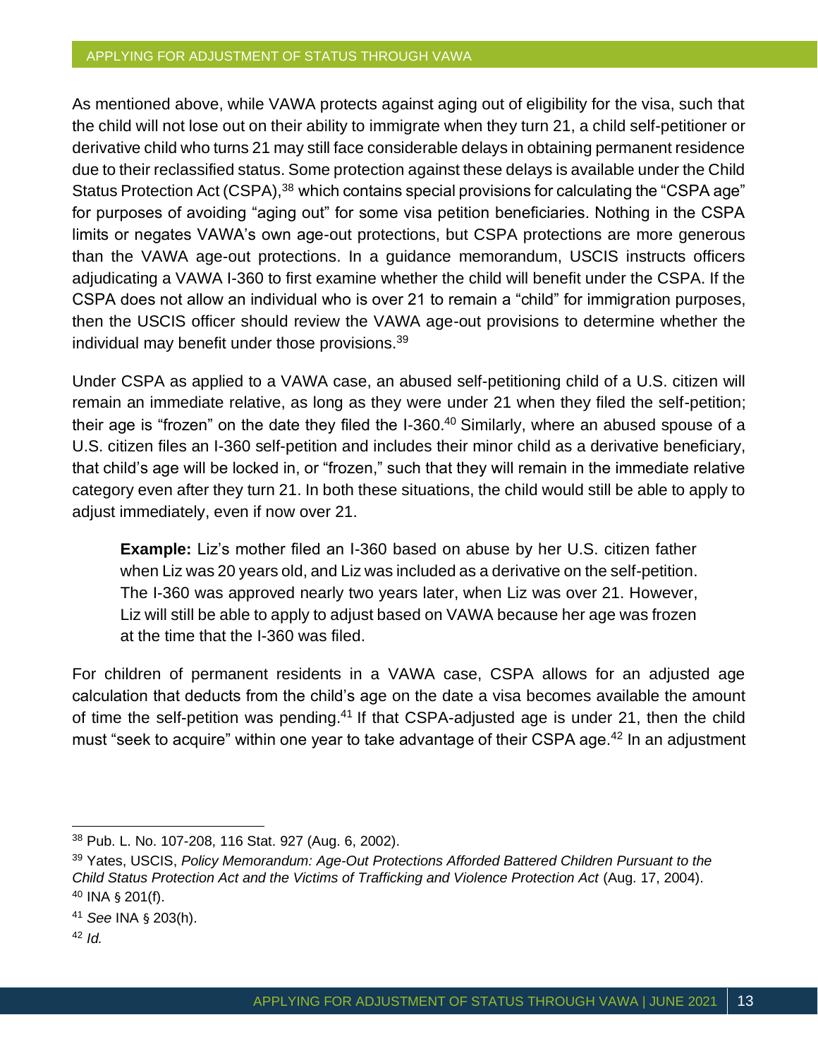As mentioned above, while VAWA protects against aging out of eligibility for the visa, such that the child will not lose out on their ability to immigrate when they turn 21, a child self-petitioner or derivative child who turns 21 may still face considerable delays in obtaining permanent residence due to their reclassified status. Some protection against these delays is available under the Child Status Protection Act (CSPA),[38] which contains special provisions for calculating the "CSPA age" for purposes of avoiding "aging out" for some visa petition beneficiaries. Nothing in the CSPA limits or negates VAWA's own age-out protections, but CSPA protections are more generous than the VAWA age-out protections. In a guidance memorandum, USCIS instructs officers adjudicating a VAWA I-360 to first examine whether the child will benefit under the CSPA. If the CSPA does not allow an individual who is over 21 to remain a "child" for immigration purposes, then the USCIS officer should review the VAWA age-out provisions to determine whether the individual may benefit under those provisions.[39]

Under CSPA as applied to a VAWA case, an abused self-petitioning child of a U.S. citizen will remain an immediate relative, as long as they were under 21 when they filed the self-petition; their age is "frozen" on the date they filed the I-360.[40] Similarly, where an abused spouse of a U.S. citizen files an I-360 self-petition and includes their minor child as a derivative beneficiary, that child's age will be locked in, or "frozen," such that they will remain in the immediate relative category even after they turn 21. In both these situations, the child would still be able to apply to adjust immediately, even if now over 21.

> **Example:** Liz's mother filed an I-360 based on abuse by her U.S. citizen father when Liz was 20 years old, and Liz was included as a derivative on the self-petition. The I-360 was approved nearly two years later, when Liz was over 21. However, Liz will still be able to apply to adjust based on VAWA because her age was frozen at the time that the I-360 was filed.

For children of permanent residents in a VAWA case, CSPA allows for an adjusted age calculation that deducts from the child's age on the date a visa becomes available the amount of time the self-petition was pending.[41] If that CSPA-adjusted age is under 21, then the child must "seek to acquire" within one year to take advantage of their CSPA age.[42] In an adjustment

---

[38] Pub. L. No. 107-208, 116 Stat. 927 (Aug. 6, 2002).

[39] Yates, USCIS, *Policy Memorandum: Age-Out Protections Afforded Battered Children Pursuant to the Child Status Protection Act and the Victims of Trafficking and Violence Protection Act* (Aug. 17, 2004).

[40] INA § 201(f).

[41] *See* INA § 203(h).

[42] *Id.*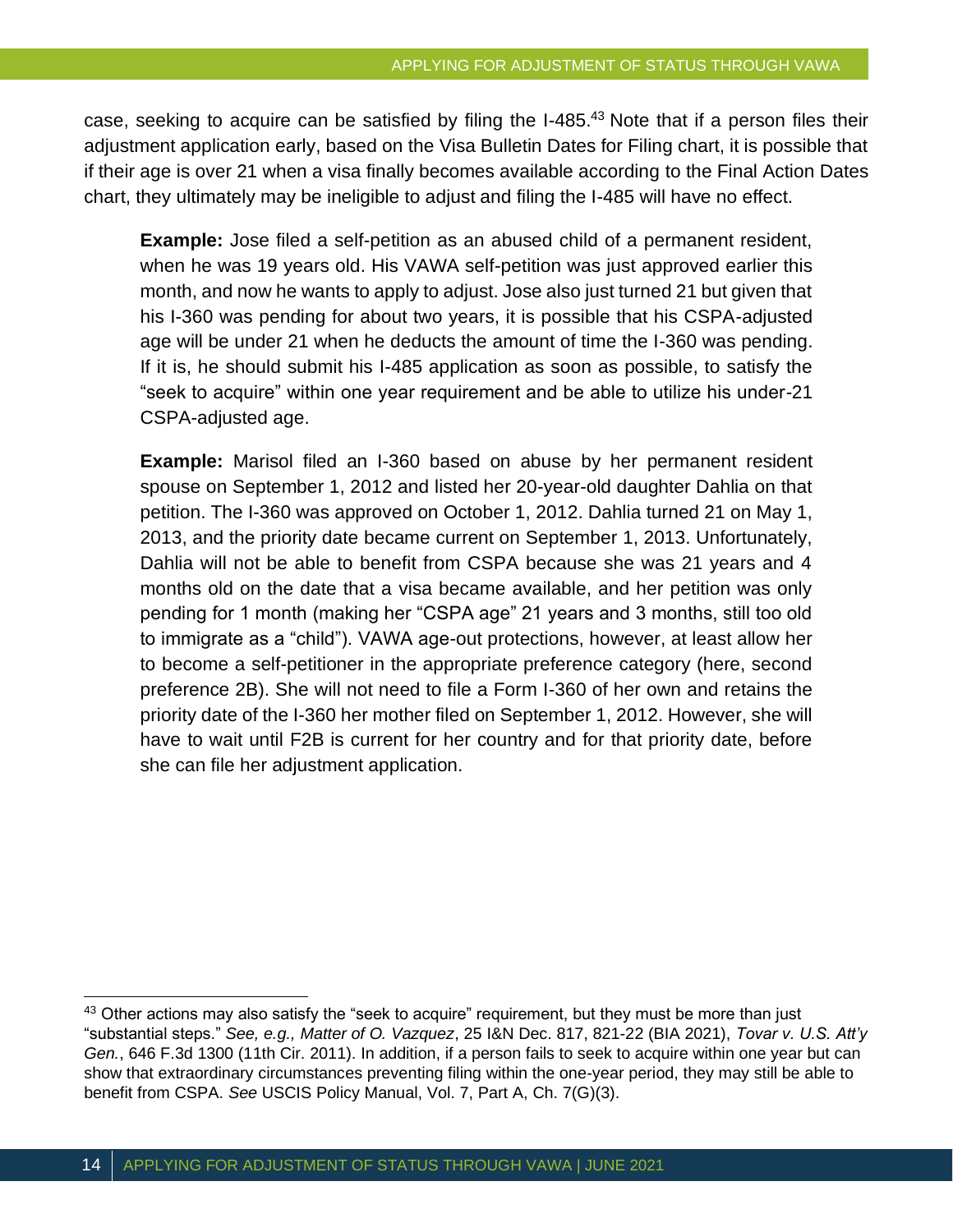case, seeking to acquire can be satisfied by filing the I-485.[43] Note that if a person files their adjustment application early, based on the Visa Bulletin Dates for Filing chart, it is possible that if their age is over 21 when a visa finally becomes available according to the Final Action Dates chart, they ultimately may be ineligible to adjust and filing the I-485 will have no effect.

> **Example:** Jose filed a self-petition as an abused child of a permanent resident, when he was 19 years old. His VAWA self-petition was just approved earlier this month, and now he wants to apply to adjust. Jose also just turned 21 but given that his I-360 was pending for about two years, it is possible that his CSPA-adjusted age will be under 21 when he deducts the amount of time the I-360 was pending. If it is, he should submit his I-485 application as soon as possible, to satisfy the "seek to acquire" within one year requirement and be able to utilize his under-21 CSPA-adjusted age.

> **Example:** Marisol filed an I-360 based on abuse by her permanent resident spouse on September 1, 2012 and listed her 20-year-old daughter Dahlia on that petition. The I-360 was approved on October 1, 2012. Dahlia turned 21 on May 1, 2013, and the priority date became current on September 1, 2013. Unfortunately, Dahlia will not be able to benefit from CSPA because she was 21 years and 4 months old on the date that a visa became available, and her petition was only pending for 1 month (making her "CSPA age" 21 years and 3 months, still too old to immigrate as a "child"). VAWA age-out protections, however, at least allow her to become a self-petitioner in the appropriate preference category (here, second preference 2B). She will not need to file a Form I-360 of her own and retains the priority date of the I-360 her mother filed on September 1, 2012. However, she will have to wait until F2B is current for her country and for that priority date, before she can file her adjustment application.

---

[43] Other actions may also satisfy the "seek to acquire" requirement, but they must be more than just "substantial steps." *See, e.g., Matter of O. Vazquez*, 25 I&N Dec. 817, 821-22 (BIA 2021), *Tovar v. U.S. Att'y Gen.*, 646 F.3d 1300 (11th Cir. 2011). In addition, if a person fails to seek to acquire within one year but can show that extraordinary circumstances preventing filing within the one-year period, they may still be able to benefit from CSPA. *See* USCIS Policy Manual, Vol. 7, Part A, Ch. 7(G)(3).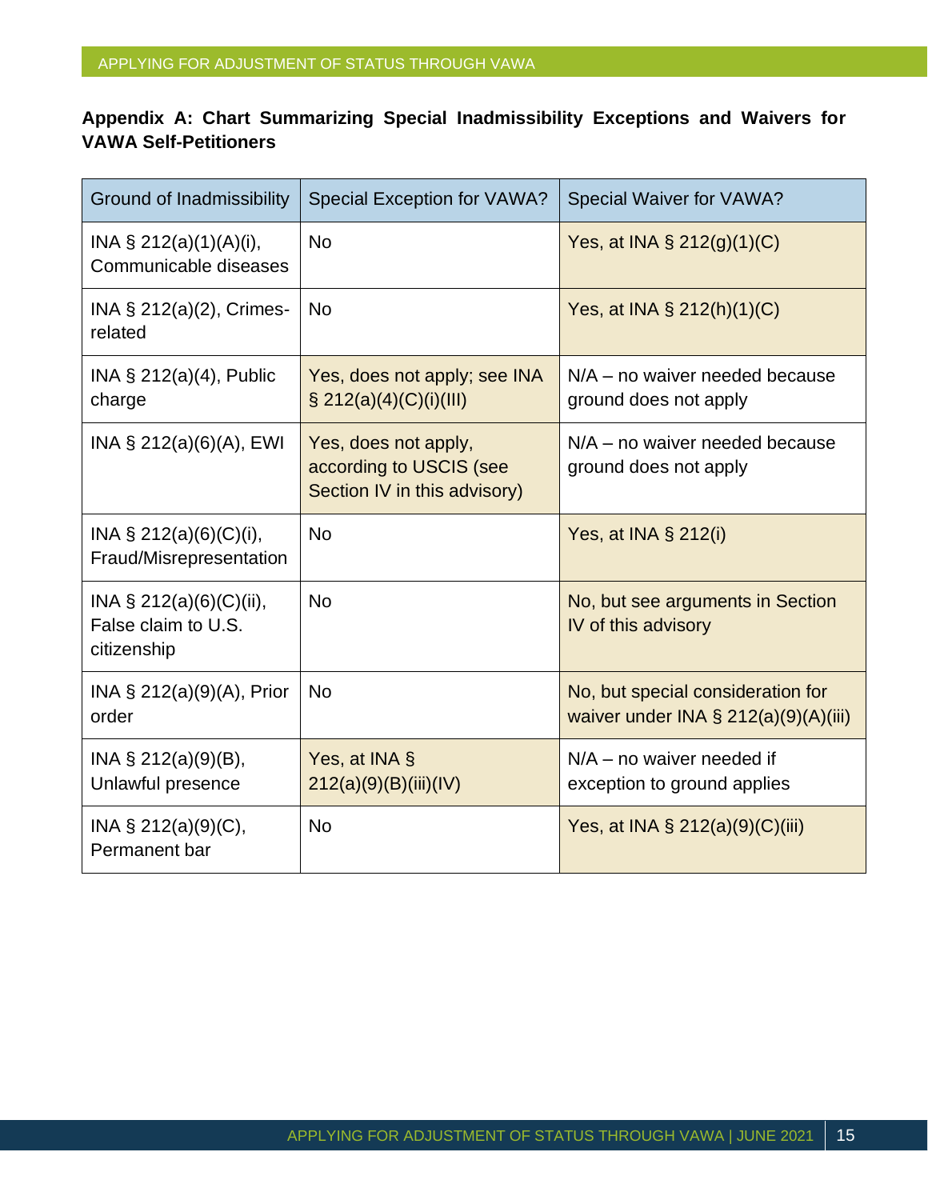## Appendix A: Chart Summarizing Special Inadmissibility Exceptions and Waivers for VAWA Self-Petitioners

| Ground of Inadmissibility | Special Exception for VAWA? | Special Waiver for VAWA? |
|---|---|---|
| INA § 212(a)(1)(A)(i), Communicable diseases | No | Yes, at INA § 212(g)(1)(C) |
| INA § 212(a)(2), Crimes-related | No | Yes, at INA § 212(h)(1)(C) |
| INA § 212(a)(4), Public charge | Yes, does not apply; see INA § 212(a)(4)(C)(i)(III) | N/A – no waiver needed because ground does not apply |
| INA § 212(a)(6)(A), EWI | Yes, does not apply, according to USCIS (see Section IV in this advisory) | N/A – no waiver needed because ground does not apply |
| INA § 212(a)(6)(C)(i), Fraud/Misrepresentation | No | Yes, at INA § 212(i) |
| INA § 212(a)(6)(C)(ii), False claim to U.S. citizenship | No | No, but see arguments in Section IV of this advisory |
| INA § 212(a)(9)(A), Prior order | No | No, but special consideration for waiver under INA § 212(a)(9)(A)(iii) |
| INA § 212(a)(9)(B), Unlawful presence | Yes, at INA § 212(a)(9)(B)(iii)(IV) | N/A – no waiver needed if exception to ground applies |
| INA § 212(a)(9)(C), Permanent bar | No | Yes, at INA § 212(a)(9)(C)(iii) |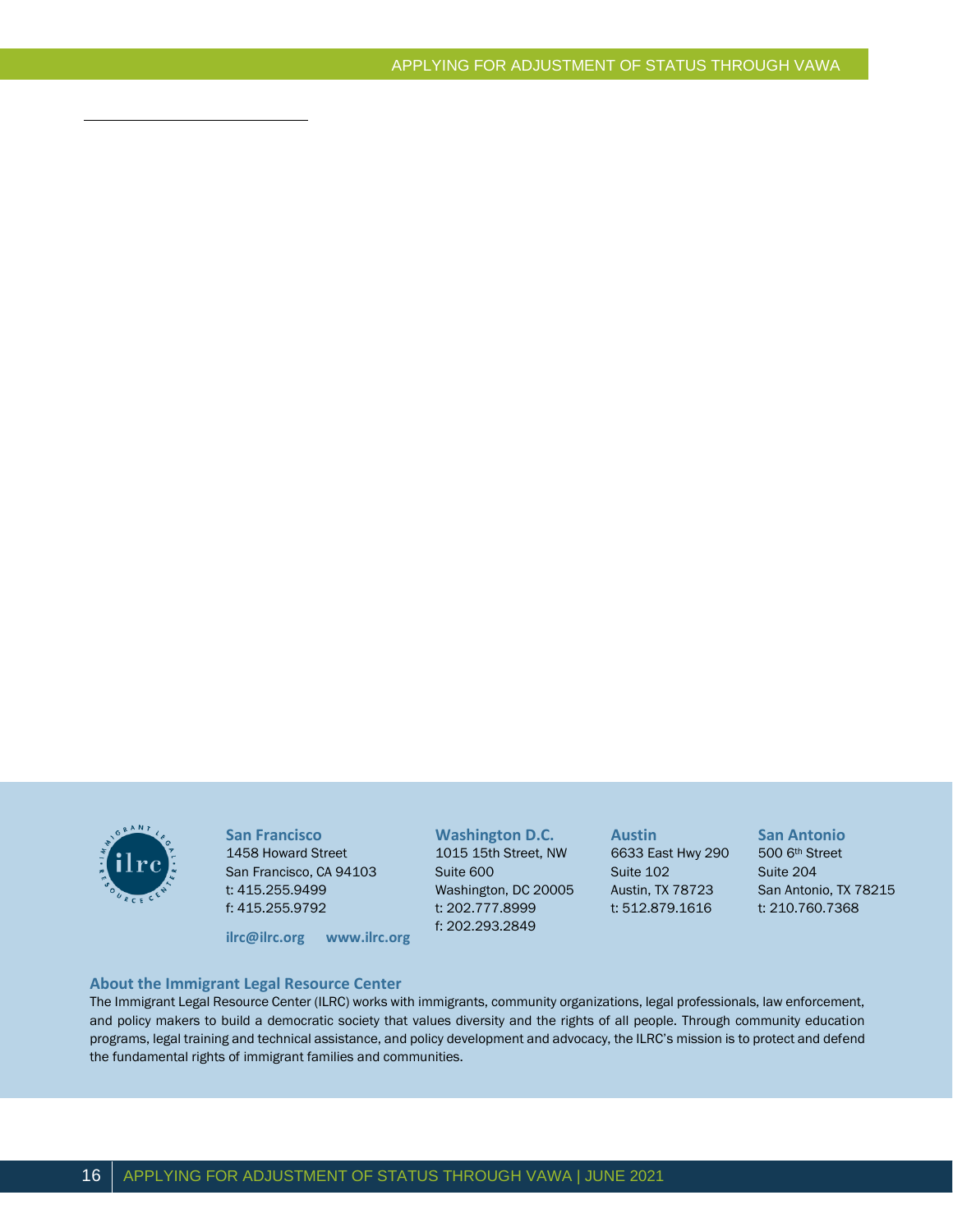**San Francisco**
1458 Howard Street
San Francisco, CA 94103
t: 415.255.9499
f: 415.255.9792

**Washington D.C.**
1015 15th Street, NW
Suite 600
Washington, DC 20005
t: 202.777.8999
f: 202.293.2849

**Austin**
6633 East Hwy 290
Suite 102
Austin, TX 78723
t: 512.879.1616

**San Antonio**
500 6th Street
Suite 204
San Antonio, TX 78215
t: 210.760.7368

**ilrc@ilrc.org** **www.ilrc.org**

### About the Immigrant Legal Resource Center

The Immigrant Legal Resource Center (ILRC) works with immigrants, community organizations, legal professionals, law enforcement, and policy makers to build a democratic society that values diversity and the rights of all people. Through community education programs, legal training and technical assistance, and policy development and advocacy, the ILRC's mission is to protect and defend the fundamental rights of immigrant families and communities.